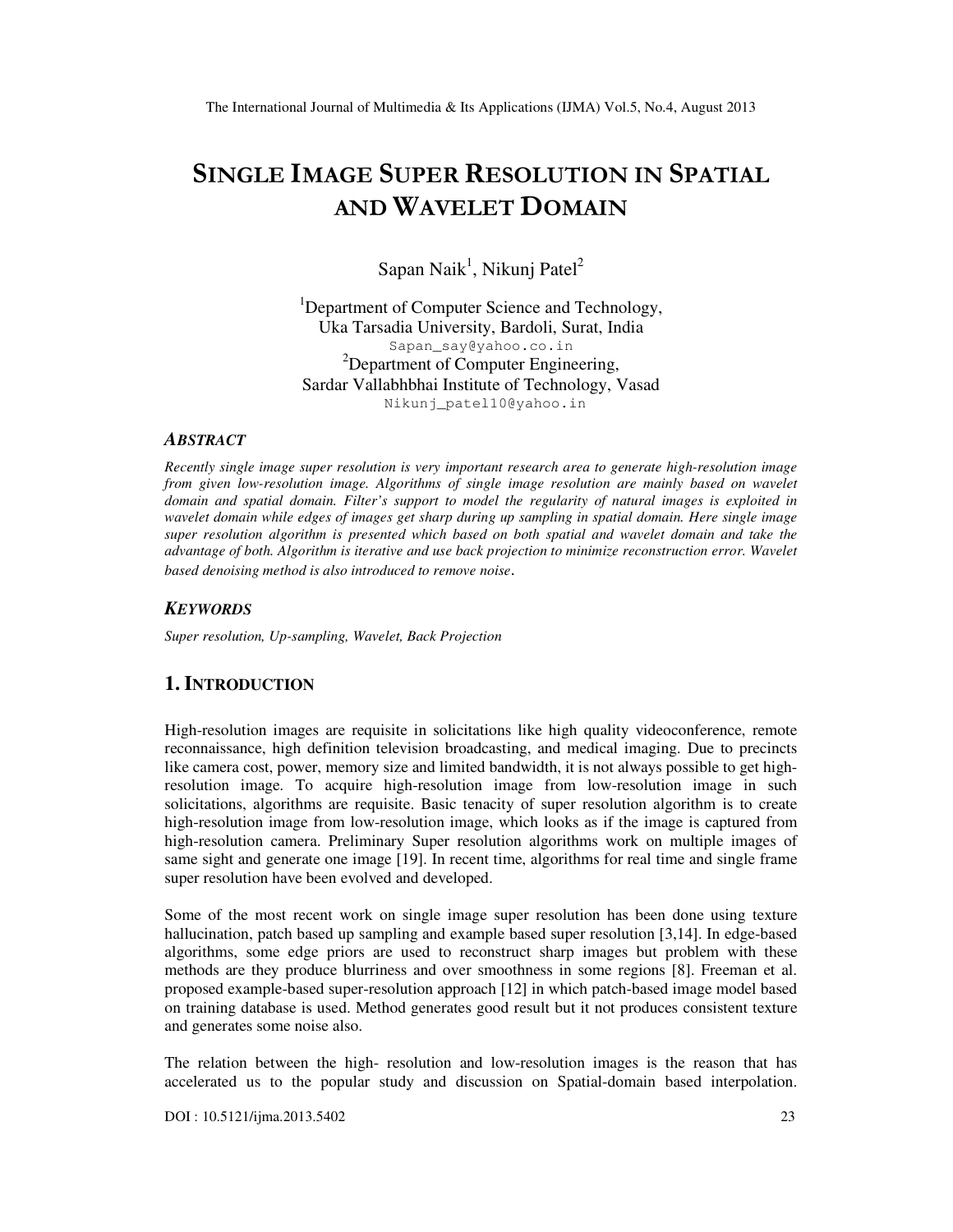# SINGLE IMAGE SUPER RESOLUTION IN SPATIAL AND WAVELET DOMAIN

Sapan Naik[1], Nikunj Patel[2]

[1]Department of Computer Science and Technology,
Uka Tarsadia University, Bardoli, Surat, India
Sapan_say@yahoo.co.in

[2]Department of Computer Engineering,
Sardar Vallabhbhai Institute of Technology, Vasad
Nikunj_patel10@yahoo.in

### ABSTRACT

*Recently single image super resolution is very important research area to generate high-resolution image from given low-resolution image. Algorithms of single image resolution are mainly based on wavelet domain and spatial domain. Filter's support to model the regularity of natural images is exploited in wavelet domain while edges of images get sharp during up sampling in spatial domain. Here single image super resolution algorithm is presented which based on both spatial and wavelet domain and take the advantage of both. Algorithm is iterative and use back projection to minimize reconstruction error. Wavelet based denoising method is also introduced to remove noise.*

### KEYWORDS

*Super resolution, Up-sampling, Wavelet, Back Projection*

## 1. INTRODUCTION

High-resolution images are requisite in solicitations like high quality videoconference, remote reconnaissance, high definition television broadcasting, and medical imaging. Due to precincts like camera cost, power, memory size and limited bandwidth, it is not always possible to get high-resolution image. To acquire high-resolution image from low-resolution image in such solicitations, algorithms are requisite. Basic tenacity of super resolution algorithm is to create high-resolution image from low-resolution image, which looks as if the image is captured from high-resolution camera. Preliminary Super resolution algorithms work on multiple images of same sight and generate one image [19]. In recent time, algorithms for real time and single frame super resolution have been evolved and developed.

Some of the most recent work on single image super resolution has been done using texture hallucination, patch based up sampling and example based super resolution [3,14]. In edge-based algorithms, some edge priors are used to reconstruct sharp images but problem with these methods are they produce blurriness and over smoothness in some regions [8]. Freeman et al. proposed example-based super-resolution approach [12] in which patch-based image model based on training database is used. Method generates good result but it not produces consistent texture and generates some noise also.

The relation between the high- resolution and low-resolution images is the reason that has accelerated us to the popular study and discussion on Spatial-domain based interpolation.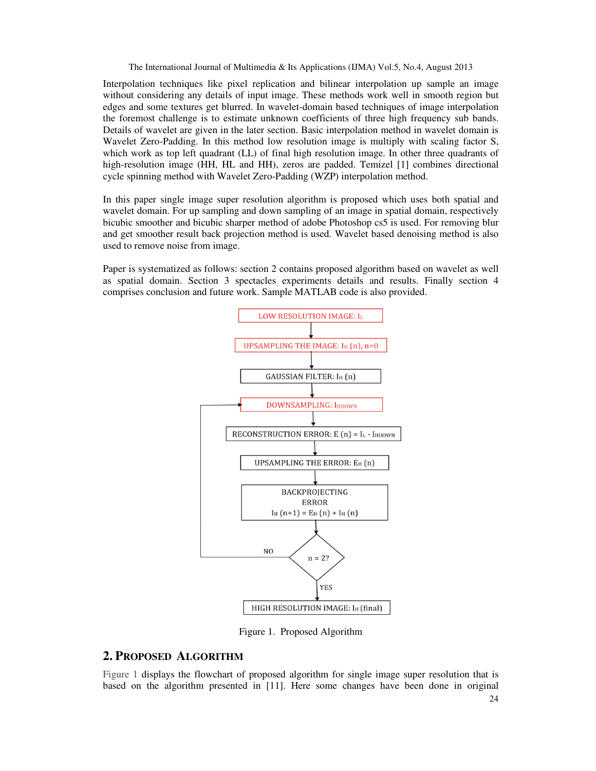Interpolation techniques like pixel replication and bilinear interpolation up sample an image without considering any details of input image. These methods work well in smooth region but edges and some textures get blurred. In wavelet-domain based techniques of image interpolation the foremost challenge is to estimate unknown coefficients of three high frequency sub bands. Details of wavelet are given in the later section. Basic interpolation method in wavelet domain is Wavelet Zero-Padding. In this method low resolution image is multiply with scaling factor S, which work as top left quadrant (LL) of final high resolution image. In other three quadrants of high-resolution image (HH, HL and HH), zeros are padded. Temizel [1] combines directional cycle spinning method with Wavelet Zero-Padding (WZP) interpolation method.

In this paper single image super resolution algorithm is proposed which uses both spatial and wavelet domain. For up sampling and down sampling of an image in spatial domain, respectively bicubic smoother and bicubic sharper method of adobe Photoshop cs5 is used. For removing blur and get smoother result back projection method is used. Wavelet based denoising method is also used to remove noise from image.

Paper is systematized as follows: section 2 contains proposed algorithm based on wavelet as well as spatial domain. Section 3 spectacles experiments details and results. Finally section 4 comprises conclusion and future work. Sample MATLAB code is also provided.

LOW RESOLUTION IMAGE: $I_L$

UPSAMPLING THE IMAGE: $I_H$ (n), n=0

GAUSSIAN FILTER: $I_H$ (n)

DOWNSAMPLING: $I_{HDOWN}$

RECONSTRUCTION ERROR: E (n) = $I_L$ - $I_{HDOWN}$

UPSAMPLING THE ERROR: $E_H$ (n)

BACKPROJECTING ERROR $I_H$ (n+1) = $E_H$ (n) + $I_H$ (n)

n = 2? (NO: return to DOWNSAMPLING; YES: continue)

HIGH RESOLUTION IMAGE: $I_H$ (final)

Figure 1. Proposed Algorithm

## 2. PROPOSED ALGORITHM

Figure 1 displays the flowchart of proposed algorithm for single image super resolution that is based on the algorithm presented in [11]. Here some changes have been done in original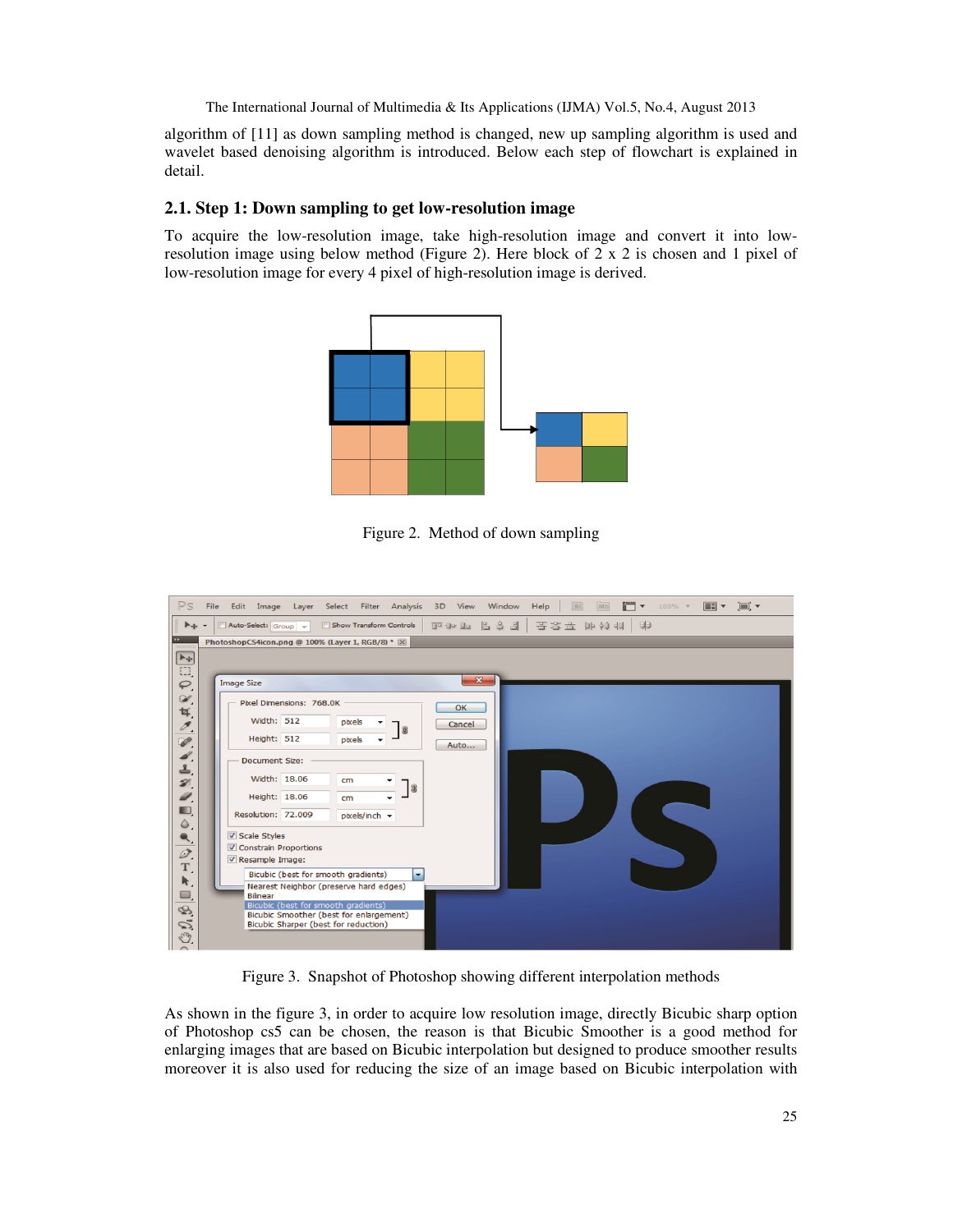algorithm of [11] as down sampling method is changed, new up sampling algorithm is used and wavelet based denoising algorithm is introduced. Below each step of flowchart is explained in detail.

### 2.1. Step 1: Down sampling to get low-resolution image

To acquire the low-resolution image, take high-resolution image and convert it into low-resolution image using below method (Figure 2). Here block of 2 x 2 is chosen and 1 pixel of low-resolution image for every 4 pixel of high-resolution image is derived.

Figure 2. Method of down sampling

Figure 3. Snapshot of Photoshop showing different interpolation methods

As shown in the figure 3, in order to acquire low resolution image, directly Bicubic sharp option of Photoshop cs5 can be chosen, the reason is that Bicubic Smoother is a good method for enlarging images that are based on Bicubic interpolation but designed to produce smoother results moreover it is also used for reducing the size of an image based on Bicubic interpolation with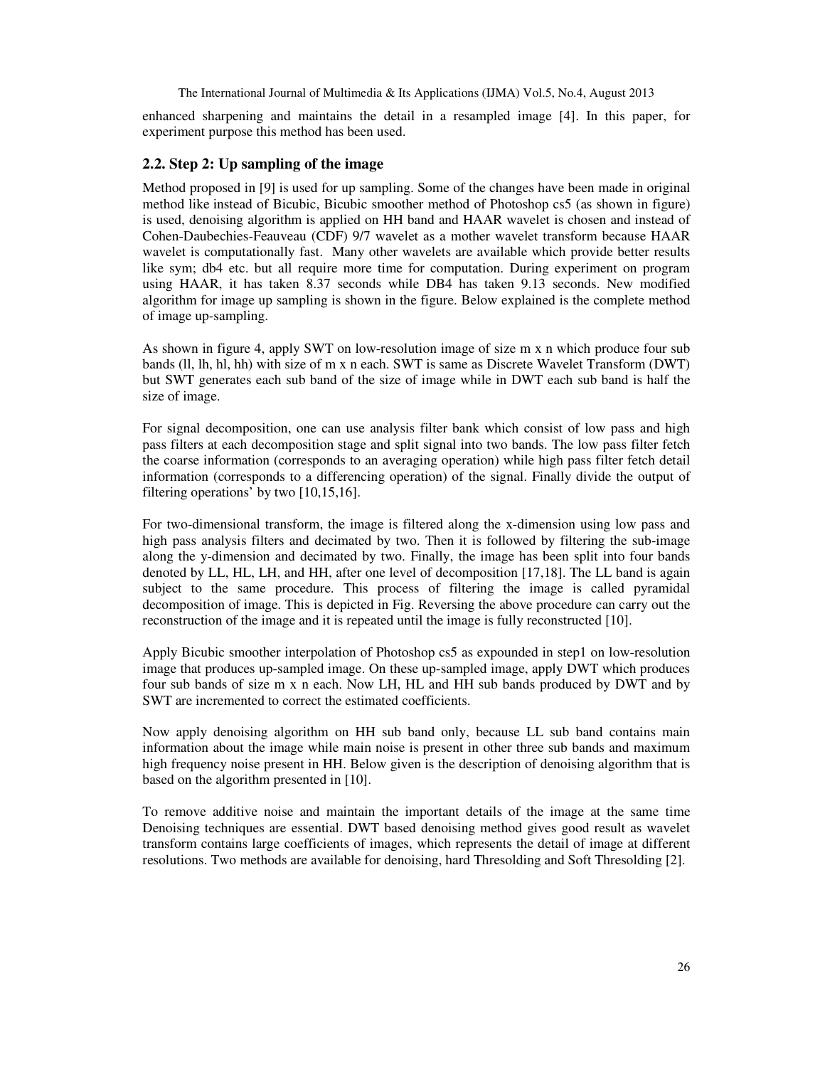enhanced sharpening and maintains the detail in a resampled image [4]. In this paper, for experiment purpose this method has been used.

## 2.2. Step 2: Up sampling of the image

Method proposed in [9] is used for up sampling. Some of the changes have been made in original method like instead of Bicubic, Bicubic smoother method of Photoshop cs5 (as shown in figure) is used, denoising algorithm is applied on HH band and HAAR wavelet is chosen and instead of Cohen-Daubechies-Feauveau (CDF) 9/7 wavelet as a mother wavelet transform because HAAR wavelet is computationally fast. Many other wavelets are available which provide better results like sym; db4 etc. but all require more time for computation. During experiment on program using HAAR, it has taken 8.37 seconds while DB4 has taken 9.13 seconds. New modified algorithm for image up sampling is shown in the figure. Below explained is the complete method of image up-sampling.

As shown in figure 4, apply SWT on low-resolution image of size m x n which produce four sub bands (ll, lh, hl, hh) with size of m x n each. SWT is same as Discrete Wavelet Transform (DWT) but SWT generates each sub band of the size of image while in DWT each sub band is half the size of image.

For signal decomposition, one can use analysis filter bank which consist of low pass and high pass filters at each decomposition stage and split signal into two bands. The low pass filter fetch the coarse information (corresponds to an averaging operation) while high pass filter fetch detail information (corresponds to a differencing operation) of the signal. Finally divide the output of filtering operations' by two [10,15,16].

For two-dimensional transform, the image is filtered along the x-dimension using low pass and high pass analysis filters and decimated by two. Then it is followed by filtering the sub-image along the y-dimension and decimated by two. Finally, the image has been split into four bands denoted by LL, HL, LH, and HH, after one level of decomposition [17,18]. The LL band is again subject to the same procedure. This process of filtering the image is called pyramidal decomposition of image. This is depicted in Fig. Reversing the above procedure can carry out the reconstruction of the image and it is repeated until the image is fully reconstructed [10].

Apply Bicubic smoother interpolation of Photoshop cs5 as expounded in step1 on low-resolution image that produces up-sampled image. On these up-sampled image, apply DWT which produces four sub bands of size m x n each. Now LH, HL and HH sub bands produced by DWT and by SWT are incremented to correct the estimated coefficients.

Now apply denoising algorithm on HH sub band only, because LL sub band contains main information about the image while main noise is present in other three sub bands and maximum high frequency noise present in HH. Below given is the description of denoising algorithm that is based on the algorithm presented in [10].

To remove additive noise and maintain the important details of the image at the same time Denoising techniques are essential. DWT based denoising method gives good result as wavelet transform contains large coefficients of images, which represents the detail of image at different resolutions. Two methods are available for denoising, hard Thresolding and Soft Thresolding [2].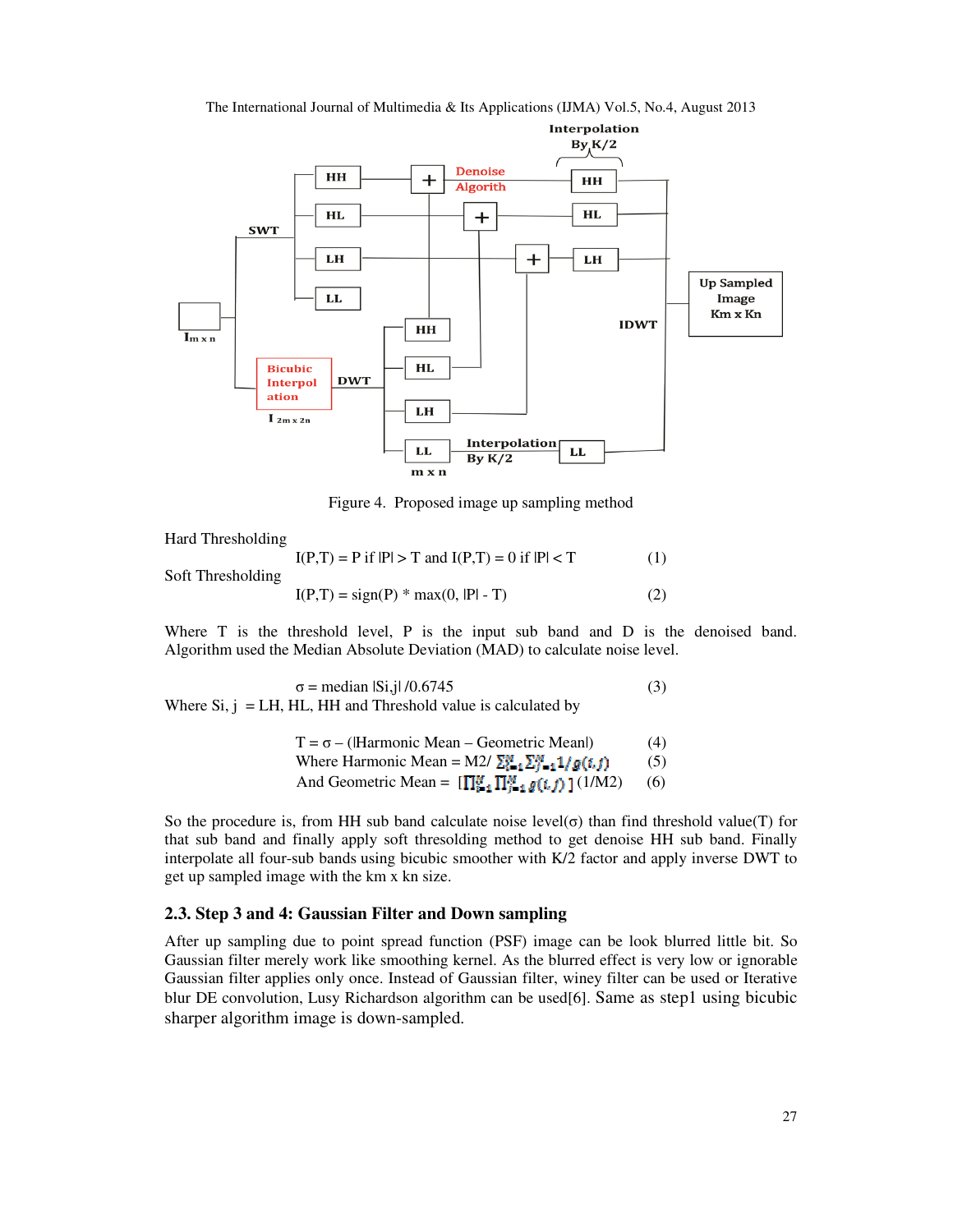Figure 4. Proposed image up sampling method

Hard Thresholding

$$I(P,T) = P \text{ if } |P| > T \text{ and } I(P,T) = 0 \text{ if } |P| < T \quad (1)$$

Soft Thresholding

$$I(P,T) = \text{sign}(P) * \max(0, |P| - T) \quad (2)$$

Where T is the threshold level, P is the input sub band and D is the denoised band. Algorithm used the Median Absolute Deviation (MAD) to calculate noise level.

$$\sigma = \text{median } |S_{i,j}| / 0.6745 \quad (3)$$

Where Si, j = LH, HL, HH and Threshold value is calculated by

$$T = \sigma - (|\text{Harmonic Mean} - \text{Geometric Mean}|) \quad (4)$$

$$\text{Where Harmonic Mean} = M2 / \sum_{i=1}^{M} \sum_{j=1}^{M} 1/g(i,j) \quad (5)$$

$$\text{And Geometric Mean} = \left[\prod_{i=1}^{M} \prod_{j=1}^{M} g(i,j)\right]^{(1/M2)} \quad (6)$$

So the procedure is, from HH sub band calculate noise level(σ) than find threshold value(T) for that sub band and finally apply soft thresolding method to get denoise HH sub band. Finally interpolate all four-sub bands using bicubic smoother with K/2 factor and apply inverse DWT to get up sampled image with the km x kn size.

### 2.3. Step 3 and 4: Gaussian Filter and Down sampling

After up sampling due to point spread function (PSF) image can be look blurred little bit. So Gaussian filter merely work like smoothing kernel. As the blurred effect is very low or ignorable Gaussian filter applies only once. Instead of Gaussian filter, winey filter can be used or Iterative blur DE convolution, Lusy Richardson algorithm can be used[6]. Same as step1 using bicubic sharper algorithm image is down-sampled.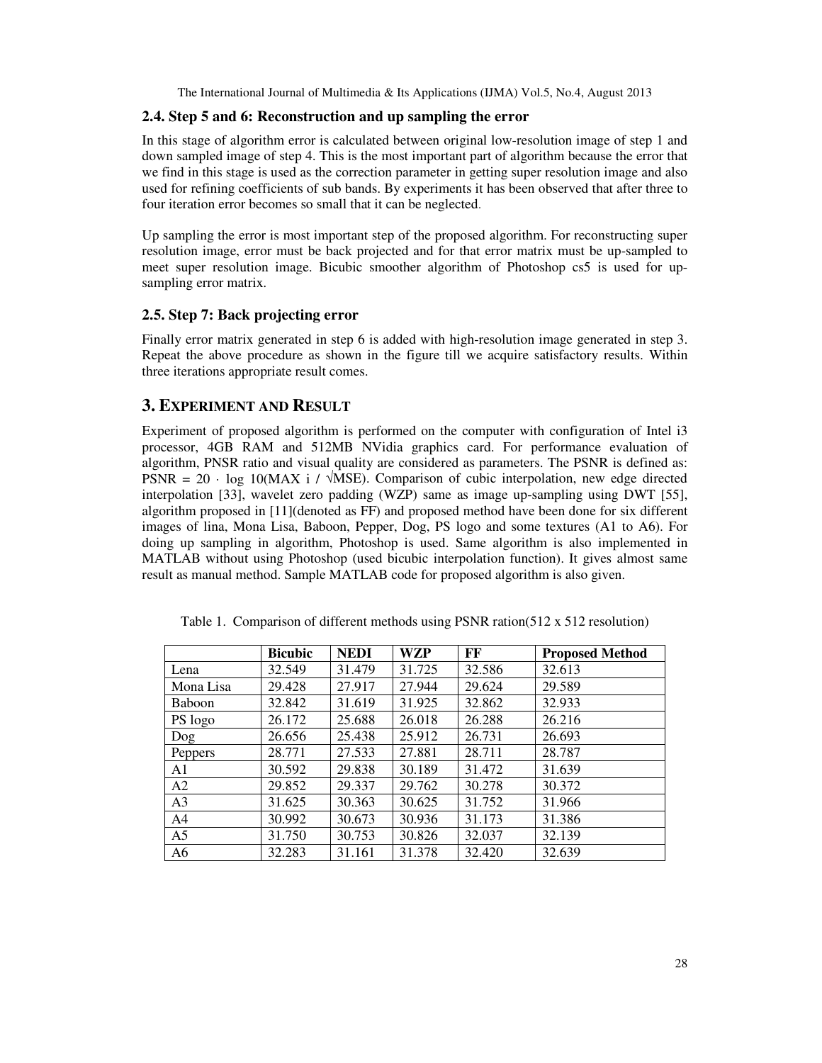### 2.4. Step 5 and 6: Reconstruction and up sampling the error

In this stage of algorithm error is calculated between original low-resolution image of step 1 and down sampled image of step 4. This is the most important part of algorithm because the error that we find in this stage is used as the correction parameter in getting super resolution image and also used for refining coefficients of sub bands. By experiments it has been observed that after three to four iteration error becomes so small that it can be neglected.

Up sampling the error is most important step of the proposed algorithm. For reconstructing super resolution image, error must be back projected and for that error matrix must be up-sampled to meet super resolution image. Bicubic smoother algorithm of Photoshop cs5 is used for up-sampling error matrix.

### 2.5. Step 7: Back projecting error

Finally error matrix generated in step 6 is added with high-resolution image generated in step 3. Repeat the above procedure as shown in the figure till we acquire satisfactory results. Within three iterations appropriate result comes.

## 3. EXPERIMENT AND RESULT

Experiment of proposed algorithm is performed on the computer with configuration of Intel i3 processor, 4GB RAM and 512MB NVidia graphics card. For performance evaluation of algorithm, PNSR ratio and visual quality are considered as parameters. The PSNR is defined as: $PSNR = 20 \cdot \log 10(MAX\ i\ /\ \sqrt{MSE})$. Comparison of cubic interpolation, new edge directed interpolation [33], wavelet zero padding (WZP) same as image up-sampling using DWT [55], algorithm proposed in [11](denoted as FF) and proposed method have been done for six different images of lina, Mona Lisa, Baboon, Pepper, Dog, PS logo and some textures (A1 to A6). For doing up sampling in algorithm, Photoshop is used. Same algorithm is also implemented in MATLAB without using Photoshop (used bicubic interpolation function). It gives almost same result as manual method. Sample MATLAB code for proposed algorithm is also given.

Table 1. Comparison of different methods using PSNR ration(512 x 512 resolution)

| | **Bicubic** | **NEDI** | **WZP** | **FF** | **Proposed Method** |
|---|---|---|---|---|---|
| Lena | 32.549 | 31.479 | 31.725 | 32.586 | 32.613 |
| Mona Lisa | 29.428 | 27.917 | 27.944 | 29.624 | 29.589 |
| Baboon | 32.842 | 31.619 | 31.925 | 32.862 | 32.933 |
| PS logo | 26.172 | 25.688 | 26.018 | 26.288 | 26.216 |
| Dog | 26.656 | 25.438 | 25.912 | 26.731 | 26.693 |
| Peppers | 28.771 | 27.533 | 27.881 | 28.711 | 28.787 |
| A1 | 30.592 | 29.838 | 30.189 | 31.472 | 31.639 |
| A2 | 29.852 | 29.337 | 29.762 | 30.278 | 30.372 |
| A3 | 31.625 | 30.363 | 30.625 | 31.752 | 31.966 |
| A4 | 30.992 | 30.673 | 30.936 | 31.173 | 31.386 |
| A5 | 31.750 | 30.753 | 30.826 | 32.037 | 32.139 |
| A6 | 32.283 | 31.161 | 31.378 | 32.420 | 32.639 |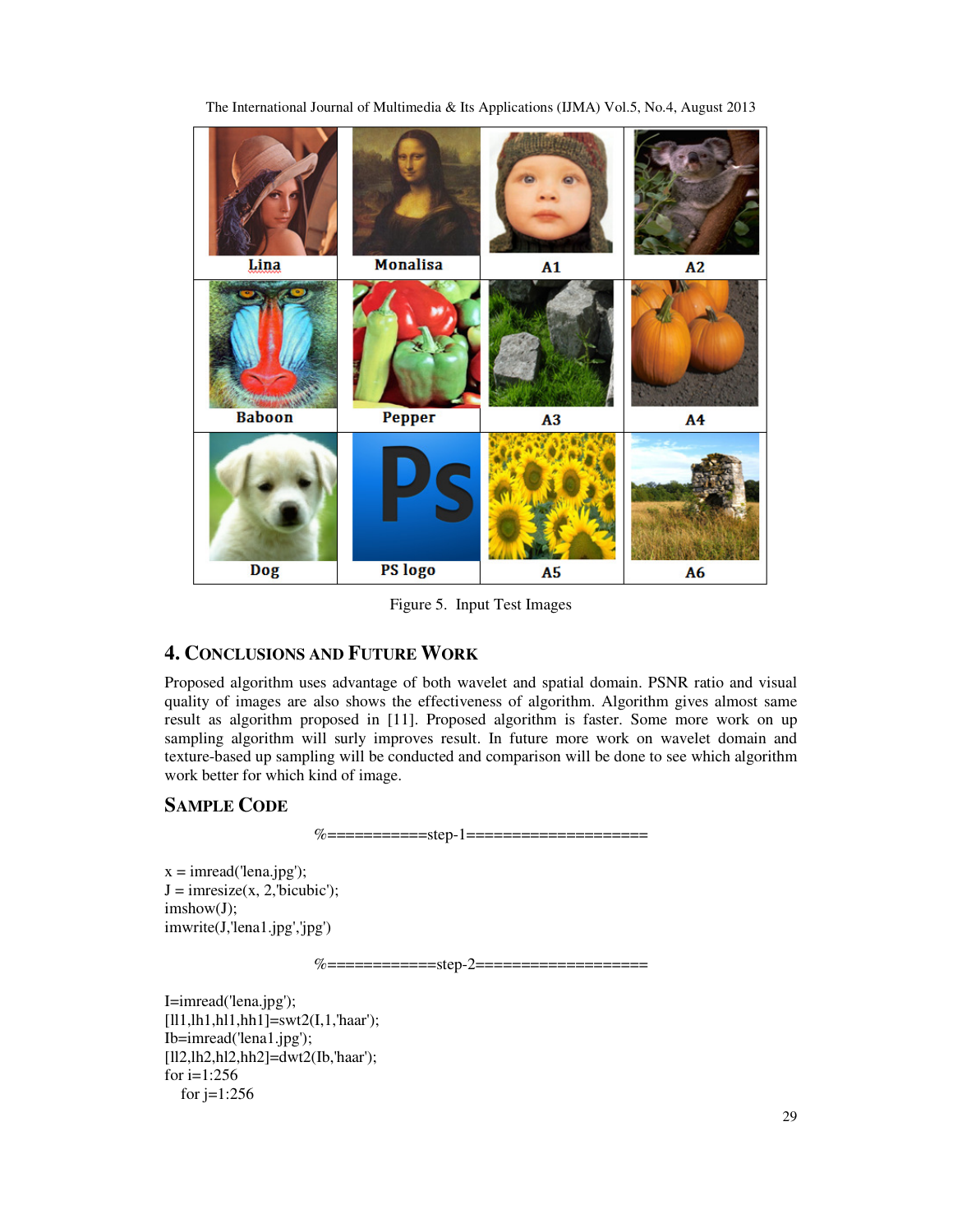Figure 5. Input Test Images

## 4. CONCLUSIONS AND FUTURE WORK

Proposed algorithm uses advantage of both wavelet and spatial domain. PSNR ratio and visual quality of images are also shows the effectiveness of algorithm. Algorithm gives almost same result as algorithm proposed in [11]. Proposed algorithm is faster. Some more work on up sampling algorithm will surly improves result. In future more work on wavelet domain and texture-based up sampling will be conducted and comparison will be done to see which algorithm work better for which kind of image.

## SAMPLE CODE

```
%===========step-1====================

x = imread('lena.jpg');
J = imresize(x, 2,'bicubic');
imshow(J);
imwrite(J,'lena1.jpg','jpg')

%============step-2===================

I=imread('lena.jpg');
[ll1,lh1,hl1,hh1]=swt2(I,1,'haar');
Ib=imread('lena1.jpg');
[ll2,lh2,hl2,hh2]=dwt2(Ib,'haar');
for i=1:256
  for j=1:256
```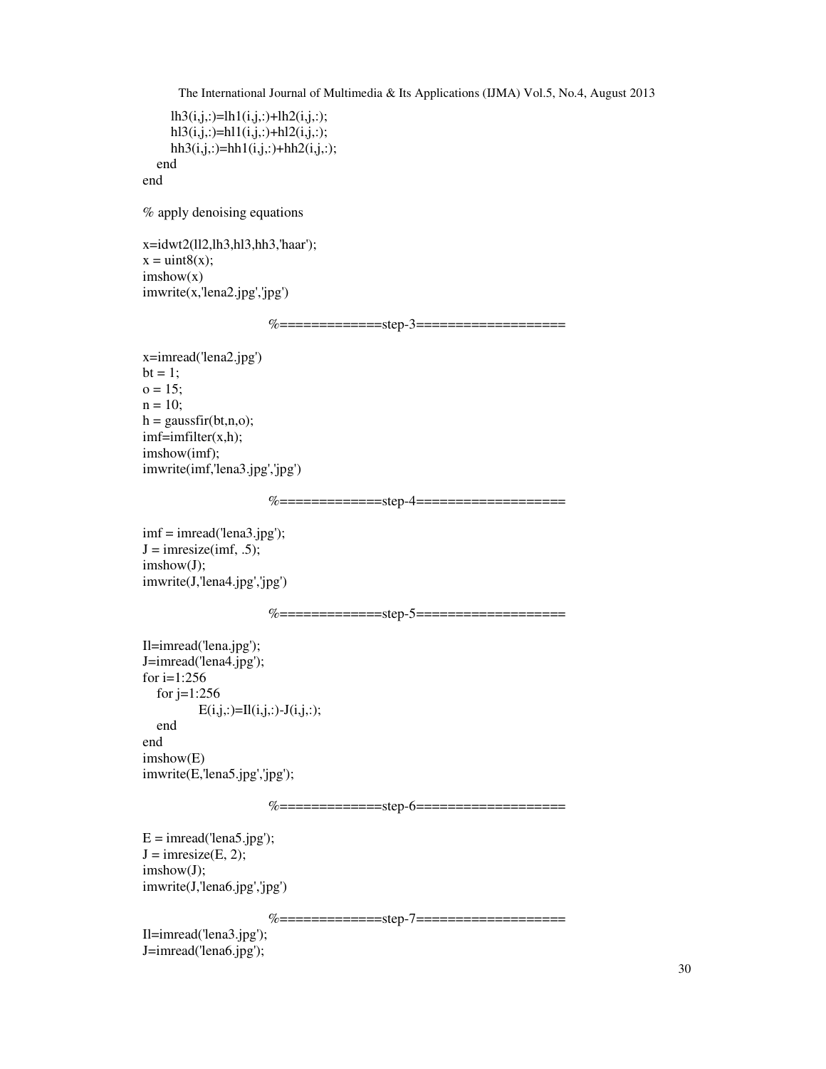```
        lh3(i,j,:)=lh1(i,j,:)+lh2(i,j,:);
        hl3(i,j,:)=hl1(i,j,:)+hl2(i,j,:);
        hh3(i,j,:)=hh1(i,j,:)+hh2(i,j,:);
    end
end

% apply denoising equations

x=idwt2(ll2,lh3,hl3,hh3,'haar');
x = uint8(x);
imshow(x)
imwrite(x,'lena2.jpg','jpg')

                    %=============step-3===================

x=imread('lena2.jpg')
bt = 1;
o = 15;
n = 10;
h = gaussfir(bt,n,o);
imf=imfilter(x,h);
imshow(imf);
imwrite(imf,'lena3.jpg','jpg')

                    %=============step-4===================

imf = imread('lena3.jpg');
J = imresize(imf, .5);
imshow(J);
imwrite(J,'lena4.jpg','jpg')

                    %=============step-5===================

Il=imread('lena.jpg');
J=imread('lena4.jpg');
for i=1:256
    for j=1:256
            E(i,j,:)=Il(i,j,:)-J(i,j,:);
    end
end
imshow(E)
imwrite(E,'lena5.jpg','jpg');

                    %=============step-6===================

E = imread('lena5.jpg');
J = imresize(E, 2);
imshow(J);
imwrite(J,'lena6.jpg','jpg')

                    %=============step-7===================
Il=imread('lena3.jpg');
J=imread('lena6.jpg');
```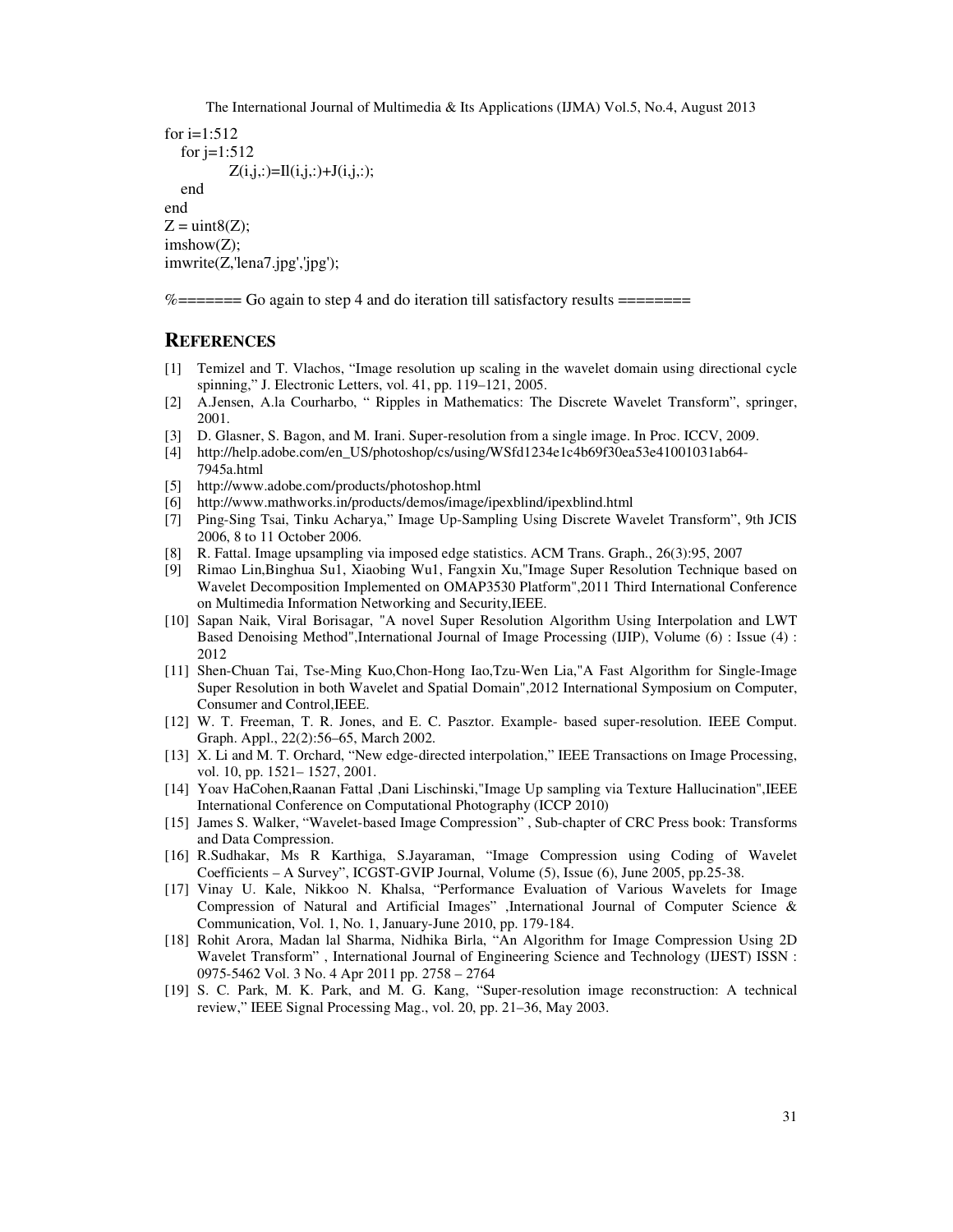```
for i=1:512
   for j=1:512
           Z(i,j,:)=Il(i,j,:)+J(i,j,:);
   end
end
Z = uint8(Z);
imshow(Z);
imwrite(Z,'lena7.jpg','jpg');

%======= Go again to step 4 and do iteration till satisfactory results ========
```

## REFERENCES

[1] Temizel and T. Vlachos, "Image resolution up scaling in the wavelet domain using directional cycle spinning," J. Electronic Letters, vol. 41, pp. 119–121, 2005.

[2] A.Jensen, A.la Courharbo, " Ripples in Mathematics: The Discrete Wavelet Transform", springer, 2001.

[3] D. Glasner, S. Bagon, and M. Irani. Super-resolution from a single image. In Proc. ICCV, 2009.

[4] http://help.adobe.com/en_US/photoshop/cs/using/WSfd1234e1c4b69f30ea53e41001031ab64-7945a.html

[5] http://www.adobe.com/products/photoshop.html

[6] http://www.mathworks.in/products/demos/image/ipexblind/ipexblind.html

[7] Ping-Sing Tsai, Tinku Acharya," Image Up-Sampling Using Discrete Wavelet Transform", 9th JCIS 2006, 8 to 11 October 2006.

[8] R. Fattal. Image upsampling via imposed edge statistics. ACM Trans. Graph., 26(3):95, 2007

[9] Rimao Lin,Binghua Su1, Xiaobing Wu1, Fangxin Xu,"Image Super Resolution Technique based on Wavelet Decomposition Implemented on OMAP3530 Platform",2011 Third International Conference on Multimedia Information Networking and Security,IEEE.

[10] Sapan Naik, Viral Borisagar, "A novel Super Resolution Algorithm Using Interpolation and LWT Based Denoising Method",International Journal of Image Processing (IJIP), Volume (6) : Issue (4) : 2012

[11] Shen-Chuan Tai, Tse-Ming Kuo,Chon-Hong Iao,Tzu-Wen Lia,"A Fast Algorithm for Single-Image Super Resolution in both Wavelet and Spatial Domain",2012 International Symposium on Computer, Consumer and Control,IEEE.

[12] W. T. Freeman, T. R. Jones, and E. C. Pasztor. Example- based super-resolution. IEEE Comput. Graph. Appl., 22(2):56–65, March 2002.

[13] X. Li and M. T. Orchard, "New edge-directed interpolation," IEEE Transactions on Image Processing, vol. 10, pp. 1521– 1527, 2001.

[14] Yoav HaCohen,Raanan Fattal ,Dani Lischinski,"Image Up sampling via Texture Hallucination",IEEE International Conference on Computational Photography (ICCP 2010)

[15] James S. Walker, "Wavelet-based Image Compression" , Sub-chapter of CRC Press book: Transforms and Data Compression.

[16] R.Sudhakar, Ms R Karthiga, S.Jayaraman, "Image Compression using Coding of Wavelet Coefficients – A Survey", ICGST-GVIP Journal, Volume (5), Issue (6), June 2005, pp.25-38.

[17] Vinay U. Kale, Nikkoo N. Khalsa, "Performance Evaluation of Various Wavelets for Image Compression of Natural and Artificial Images" ,International Journal of Computer Science & Communication, Vol. 1, No. 1, January-June 2010, pp. 179-184.

[18] Rohit Arora, Madan lal Sharma, Nidhika Birla, "An Algorithm for Image Compression Using 2D Wavelet Transform" , International Journal of Engineering Science and Technology (IJEST) ISSN : 0975-5462 Vol. 3 No. 4 Apr 2011 pp. 2758 – 2764

[19] S. C. Park, M. K. Park, and M. G. Kang, "Super-resolution image reconstruction: A technical review," IEEE Signal Processing Mag., vol. 20, pp. 21–36, May 2003.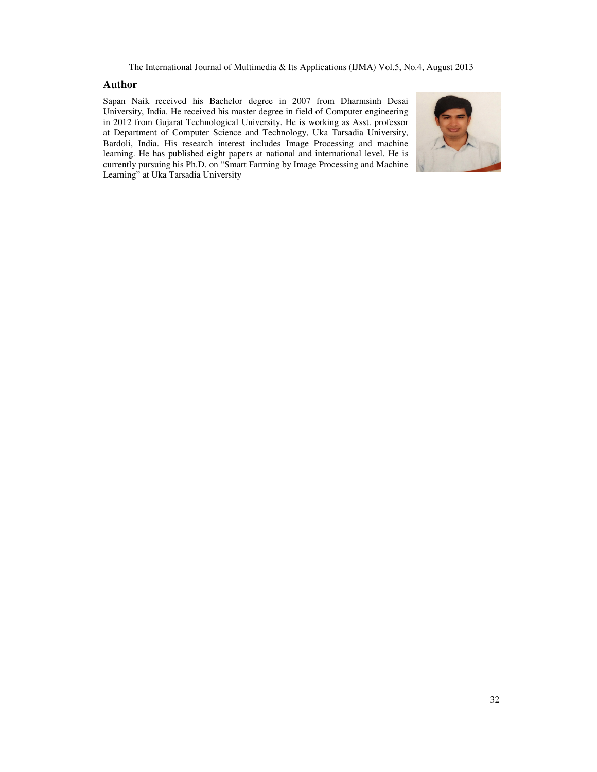## Author

Sapan Naik received his Bachelor degree in 2007 from Dharmsinh Desai University, India. He received his master degree in field of Computer engineering in 2012 from Gujarat Technological University. He is working as Asst. professor at Department of Computer Science and Technology, Uka Tarsadia University, Bardoli, India. His research interest includes Image Processing and machine learning. He has published eight papers at national and international level. He is currently pursuing his Ph.D. on "Smart Farming by Image Processing and Machine Learning" at Uka Tarsadia University